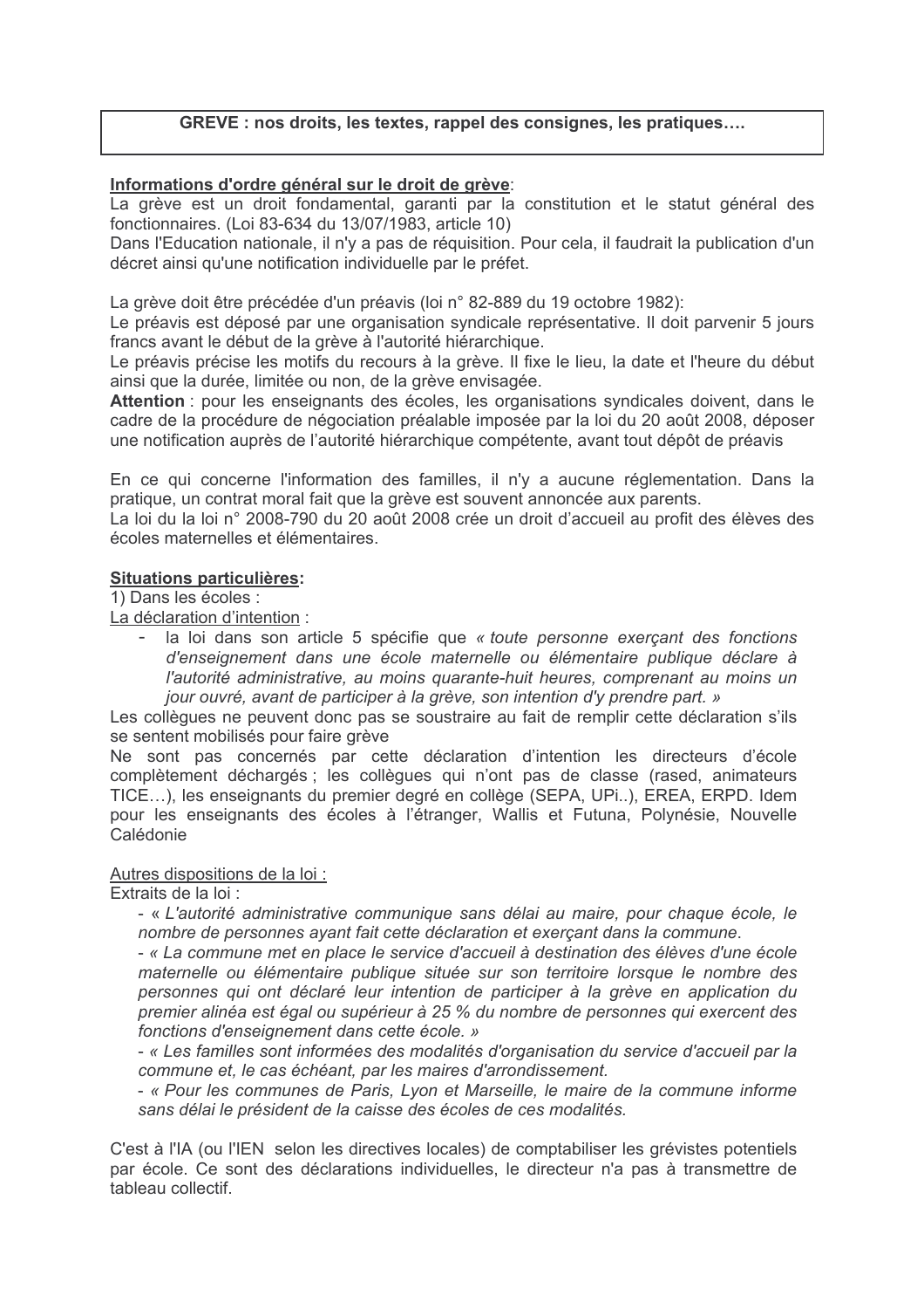# GREVE : nos droits, les textes, rappel des consignes, les pratiques….

**Informations d'ordre général sur le droit de grève**:

La grève est un droit fondamental, garanti par la constitution et le statut général des fonctionnaires. (Loi 83-634 du 13/07/1983, article 10)

Dans l'Education nationale, il n'y a pas de réquisition. Pour cela, il faudrait la publication d'un décret ainsi qu'une notification individuelle par le préfet.

La grève doit être précédée d'un préavis (loi n° 82-889 du 19 octobre 1982):

Le préavis est déposé par une organisation syndicale représentative. Il doit parvenir 5 jours francs avant le début de la grève à l'autorité hiérarchique.

Le préavis précise les motifs du recours à la grève. Il fixe le lieu, la date et l'heure du début ainsi que la durée, limitée ou non, de la grève envisagée.

**Attention** : pour les enseignants des écoles, les organisations syndicales doivent, dans le cadre de la procédure de négociation préalable imposée par la loi du 20 août 2008, déposer une notification auprès de l'autorité hiérarchique compétente, avant tout dépôt de préavis

En ce qui concerne l'information des familles, il n'y a aucune réglementation. Dans la pratique, un contrat moral fait que la grève est souvent annoncée aux parents.

La loi du la loi n° 2008-790 du 20 août 2008 crée un droit d'accueil au profit des élèves des écoles maternelles et élémentaires.

**Situations particulières:**

1) Dans les écoles :

La déclaration d'intention :

- la loi dans son article 5 spécifie que *« toute personne exerçant des fonctions d'enseignement dans une école maternelle ou élémentaire publique déclare à l'autorité administrative, au moins quarante-huit heures, comprenant au moins un jour ouvré, avant de participer à la grève, son intention d'y prendre part. »*

Les collègues ne peuvent donc pas se soustraire au fait de remplir cette déclaration s'ils se sentent mobilisés pour faire grève

Ne sont pas concernés par cette déclaration d'intention les directeurs d'école complètement déchargés ; les collègues qui n'ont pas de classe (rased, animateurs TICE…), les enseignants du premier degré en collège (SEPA, UPi..), EREA, ERPD. Idem pour les enseignants des écoles à l'étranger, Wallis et Futuna, Polynésie, Nouvelle Calédonie

Autres dispositions de la loi :

Extraits de la loi :

- « *L'autorité administrative communique sans délai au maire, pour chaque école, le nombre de personnes ayant fait cette déclaration et exerçant dans la commune*.
- « *La commune met en place le service d'accueil à destination des élèves d'une école maternelle ou élémentaire publique située sur son territoire lorsque le nombre des personnes qui ont déclaré leur intention de participer à la grève en application du premier alinéa est égal ou supérieur à 25 % du nombre de personnes qui exercent des fonctions d'enseignement dans cette école.* »
- « *Les familles sont informées des modalités d'organisation du service d'accueil par la commune et, le cas échéant, par les maires d'arrondissement.*
- « *Pour les communes de Paris, Lyon et Marseille, le maire de la commune informe sans délai le président de la caisse des écoles de ces modalités.*

C'est à l'IA (ou l'IEN selon les directives locales) de comptabiliser les grévistes potentiels par école. Ce sont des déclarations individuelles, le directeur n'a pas à transmettre de tableau collectif.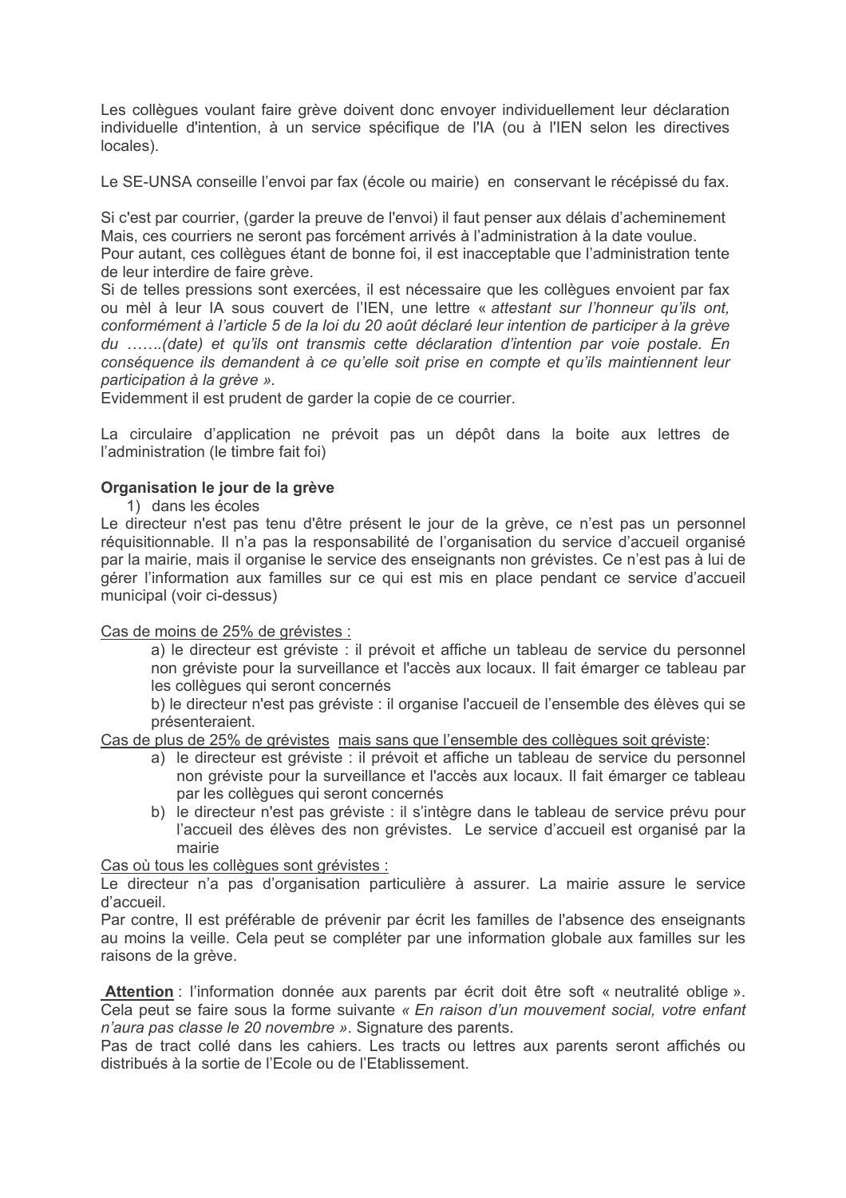Les collègues voulant faire grève doivent donc envoyer individuellement leur déclaration individuelle d'intention, à un service spécifique de l'IA (ou à l'IEN selon les directives locales).

Le SE-UNSA conseille l'envoi par fax (école ou mairie) en conservant le récépissé du fax.

Si c'est par courrier, (garder la preuve de l'envoi) il faut penser aux délais d'acheminement
Mais, ces courriers ne seront pas forcément arrivés à l'administration à la date voulue.
Pour autant, ces collègues étant de bonne foi, il est inacceptable que l'administration tente de leur interdire de faire grève.
Si de telles pressions sont exercées, il est nécessaire que les collègues envoient par fax ou mèl à leur IA sous couvert de l'IEN, une lettre « *attestant sur l'honneur qu'ils ont, conformément à l'article 5 de la loi du 20 août déclaré leur intention de participer à la grève du …….(date) et qu'ils ont transmis cette déclaration d'intention par voie postale. En conséquence ils demandent à ce qu'elle soit prise en compte et qu'ils maintiennent leur participation à la grève* ».
Evidemment il est prudent de garder la copie de ce courrier.

La circulaire d'application ne prévoit pas un dépôt dans la boite aux lettres de l'administration (le timbre fait foi)

**Organisation le jour de la grève**

1) dans les écoles

Le directeur n'est pas tenu d'être présent le jour de la grève, ce n'est pas un personnel réquisitionnable. Il n'a pas la responsabilité de l'organisation du service d'accueil organisé par la mairie, mais il organise le service des enseignants non grévistes. Ce n'est pas à lui de gérer l'information aux familles sur ce qui est mis en place pendant ce service d'accueil municipal (voir ci-dessus)

<u>Cas de moins de 25% de grévistes :</u>

a) le directeur est gréviste : il prévoit et affiche un tableau de service du personnel non gréviste pour la surveillance et l'accès aux locaux. Il fait émarger ce tableau par les collègues qui seront concernés

b) le directeur n'est pas gréviste : il organise l'accueil de l'ensemble des élèves qui se présenteraient.

<u>Cas de plus de 25% de grévistes mais sans que l'ensemble des collègues soit gréviste</u>:

a) le directeur est gréviste : il prévoit et affiche un tableau de service du personnel non gréviste pour la surveillance et l'accès aux locaux. Il fait émarger ce tableau par les collègues qui seront concernés
b) le directeur n'est pas gréviste : il s'intègre dans le tableau de service prévu pour l'accueil des élèves des non grévistes. Le service d'accueil est organisé par la mairie

<u>Cas où tous les collègues sont grévistes :</u>

Le directeur n'a pas d'organisation particulière à assurer. La mairie assure le service d'accueil.
Par contre, Il est préférable de prévenir par écrit les familles de l'absence des enseignants au moins la veille. Cela peut se compléter par une information globale aux familles sur les raisons de la grève.

**<u>Attention</u>** : l'information donnée aux parents par écrit doit être soft « neutralité oblige ». Cela peut se faire sous la forme suivante *« En raison d'un mouvement social, votre enfant n'aura pas classe le 20 novembre »*. Signature des parents.
Pas de tract collé dans les cahiers. Les tracts ou lettres aux parents seront affichés ou distribués à la sortie de l'Ecole ou de l'Etablissement.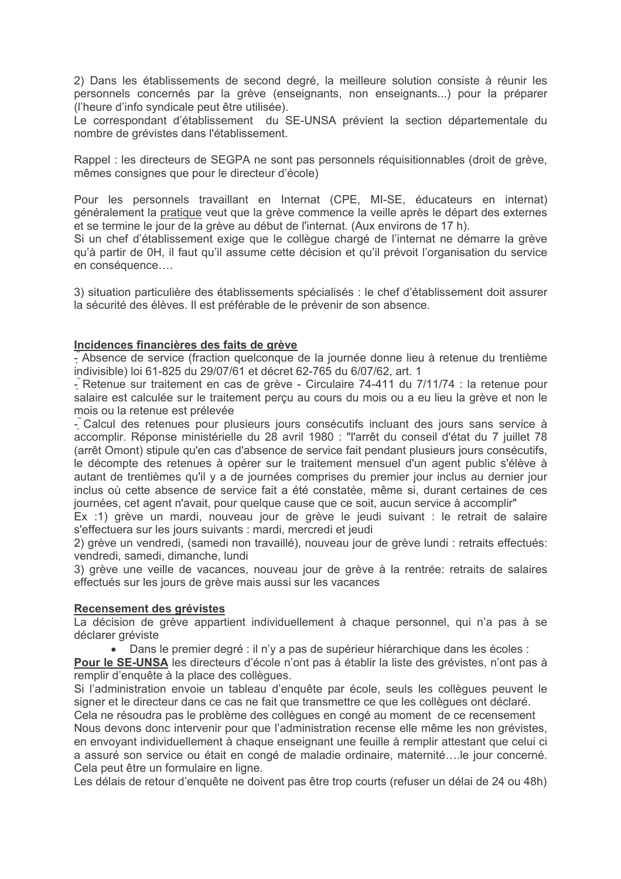2) Dans les établissements de second degré, la meilleure solution consiste à réunir les personnels concernés par la grève (enseignants, non enseignants...) pour la préparer (l'heure d'info syndicale peut être utilisée).
Le correspondant d'établissement du SE-UNSA prévient la section départementale du nombre de grévistes dans l'établissement.

Rappel : les directeurs de SEGPA ne sont pas personnels réquisitionnables (droit de grève, mêmes consignes que pour le directeur d'école)

Pour les personnels travaillant en Internat (CPE, MI-SE, éducateurs en internat) généralement la <u>pratique</u> veut que la grève commence la veille après le départ des externes et se termine le jour de la grève au début de l'internat. (Aux environs de 17 h).
Si un chef d'établissement exige que le collègue chargé de l'internat ne démarre la grève qu'à partir de 0H, il faut qu'il assume cette décision et qu'il prévoit l'organisation du service en conséquence….

3) situation particulière des établissements spécialisés : le chef d'établissement doit assurer la sécurité des élèves. Il est préférable de le prévenir de son absence.

**<u>Incidences financières des faits de grève</u>**

- Absence de service (fraction quelconque de la journée donne lieu à retenue du trentième indivisible) loi 61-825 du 29/07/61 et décret 62-765 du 6/07/62, art. 1
- Retenue sur traitement en cas de grève - Circulaire 74-411 du 7/11/74 : la retenue pour salaire est calculée sur le traitement perçu au cours du mois ou a eu lieu la grève et non le mois ou la retenue est prélevée
- Calcul des retenues pour plusieurs jours consécutifs incluant des jours sans service à accomplir. Réponse ministérielle du 28 avril 1980 : "l'arrêt du conseil d'état du 7 juillet 78 (arrêt Omont) stipule qu'en cas d'absence de service fait pendant plusieurs jours consécutifs, le décompte des retenues à opérer sur le traitement mensuel d'un agent public s'élève à autant de trentièmes qu'il y a de journées comprises du premier jour inclus au dernier jour inclus où cette absence de service fait a été constatée, même si, durant certaines de ces journées, cet agent n'avait, pour quelque cause que ce soit, aucun service à accomplir"

Ex :1) grève un mardi, nouveau jour de grève le jeudi suivant : le retrait de salaire s'effectuera sur les jours suivants : mardi, mercredi et jeudi
2) grève un vendredi, (samedi non travaillé), nouveau jour de grève lundi : retraits effectués: vendredi, samedi, dimanche, lundi
3) grève une veille de vacances, nouveau jour de grève à la rentrée: retraits de salaires effectués sur les jours de grève mais aussi sur les vacances

**<u>Recensement des grévistes</u>**

La décision de grève appartient individuellement à chaque personnel, qui n'a pas à se déclarer gréviste

- Dans le premier degré : il n'y a pas de supérieur hiérarchique dans les écoles :

**<u>Pour le SE-UNSA</u>** les directeurs d'école n'ont pas à établir la liste des grévistes, n'ont pas à remplir d'enquête à la place des collègues.
Si l'administration envoie un tableau d'enquête par école, seuls les collègues peuvent le signer et le directeur dans ce cas ne fait que transmettre ce que les collègues ont déclaré.
Cela ne résoudra pas le problème des collègues en congé au moment de ce recensement
Nous devons donc intervenir pour que l'administration recense elle même les non grévistes, en envoyant individuellement à chaque enseignant une feuille à remplir attestant que celui ci a assuré son service ou était en congé de maladie ordinaire, maternité….le jour concerné. Cela peut être un formulaire en ligne.
Les délais de retour d'enquête ne doivent pas être trop courts (refuser un délai de 24 ou 48h)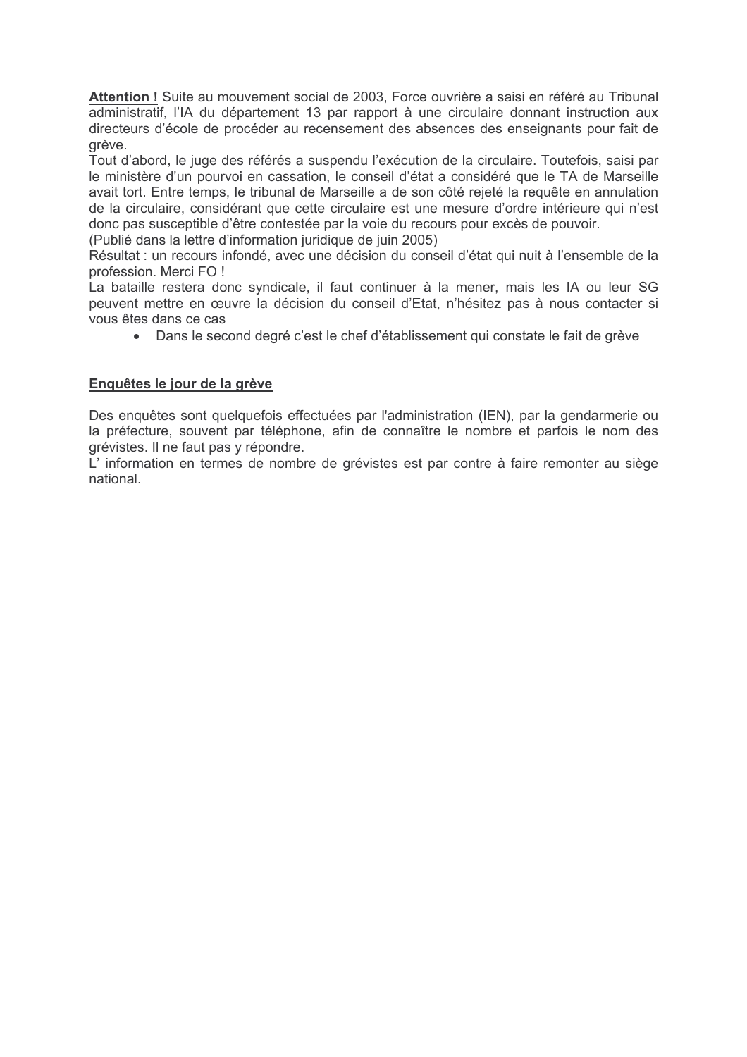**Attention !** Suite au mouvement social de 2003, Force ouvrière a saisi en référé au Tribunal administratif, l'IA du département 13 par rapport à une circulaire donnant instruction aux directeurs d'école de procéder au recensement des absences des enseignants pour fait de grève.
Tout d'abord, le juge des référés a suspendu l'exécution de la circulaire. Toutefois, saisi par le ministère d'un pourvoi en cassation, le conseil d'état a considéré que le TA de Marseille avait tort. Entre temps, le tribunal de Marseille a de son côté rejeté la requête en annulation de la circulaire, considérant que cette circulaire est une mesure d'ordre intérieure qui n'est donc pas susceptible d'être contestée par la voie du recours pour excès de pouvoir.
(Publié dans la lettre d'information juridique de juin 2005)
Résultat : un recours infondé, avec une décision du conseil d'état qui nuit à l'ensemble de la profession. Merci FO !
La bataille restera donc syndicale, il faut continuer à la mener, mais les IA ou leur SG peuvent mettre en œuvre la décision du conseil d'Etat, n'hésitez pas à nous contacter si vous êtes dans ce cas

- Dans le second degré c'est le chef d'établissement qui constate le fait de grève

**Enquêtes le jour de la grève**

Des enquêtes sont quelquefois effectuées par l'administration (IEN), par la gendarmerie ou la préfecture, souvent par téléphone, afin de connaître le nombre et parfois le nom des grévistes. Il ne faut pas y répondre.
L' information en termes de nombre de grévistes est par contre à faire remonter au siège national.